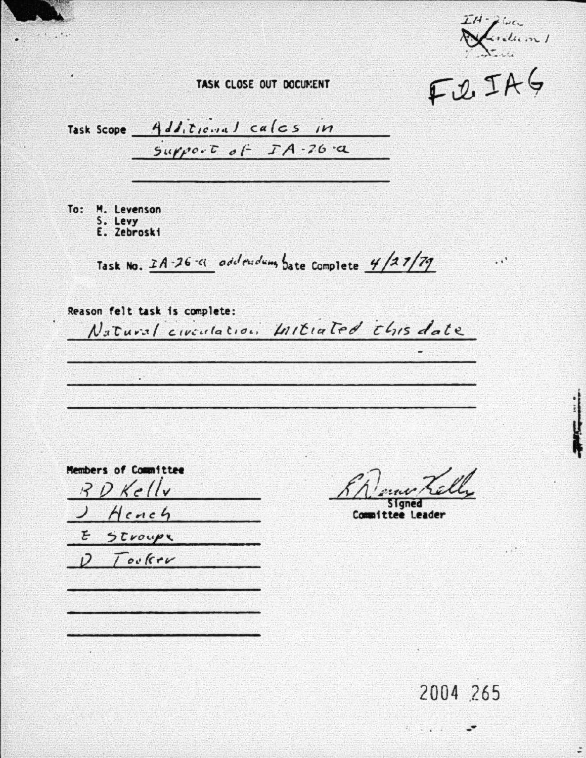IA-26a
~~Rev~~ Addendum 1

File IAG

# TASK CLOSE OUT DOCUMENT

Task Scope Additional calcs in support of IA-26-a

To: M. Levenson
S. Levy
E. Zebroski

Task No. IA-26-a addendum Date Complete 4/27/79

Reason felt task is complete:

Natural circulation initiated this date

Members of Committee

R D Kelly
J Hench
E Stroupe
D Tucker

R Danny Kelly
Signed
Committee Leader

2004 265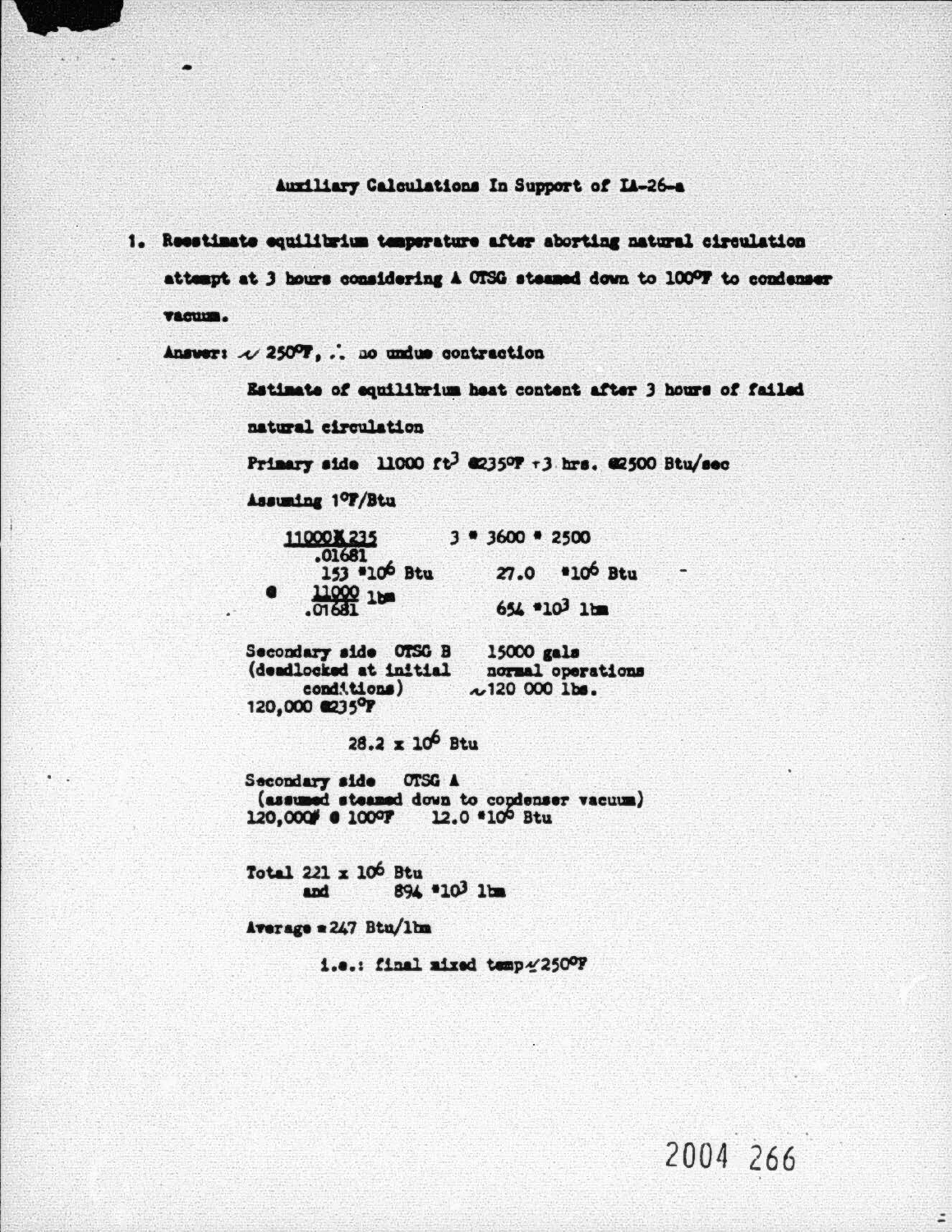## Auxiliary Calculations In Support of IA-26-a

1. Reestimate equilibrium temperature after aborting natural circulation attempt at 3 hours considering A OTSG steamed down to 100°F to condenser vacuum.

Answer: ~ 250°F, ∴ no undue contraction

Estimate of equilibrium heat content after 3 hours of failed natural circulation

Primary side 11000 ft$^3$ @235°F + 3 hrs. @2500 Btu/sec

Assuming 1°F/Btu

$\frac{11000 \times 235}{.01681}$ &nbsp;&nbsp;&nbsp;&nbsp; 3 * 3600 * 2500

153 *10$^6$ Btu &nbsp;&nbsp;&nbsp;&nbsp; 27.0 *10$^6$ Btu

@ $\frac{11000}{.01681}$ lbm &nbsp;&nbsp;&nbsp;&nbsp; 654 *10$^3$ lbm

Secondary side OTSG B (deadlocked at initial conditions) &nbsp;&nbsp; 15000 gals normal operations ~120 000 lbs.

120,000 @235°F

28.2 x 10$^6$ Btu

Secondary side OTSG A (assumed steamed down to condenser vacuum)

120,000# @ 100°F &nbsp;&nbsp; 12.0 *10$^6$ Btu

Total 221 x 10$^6$ Btu
and 894 *10$^3$ lbm

Average = 247 Btu/lbm

i.e.: final mixed temp ~ 250°F

2004 266